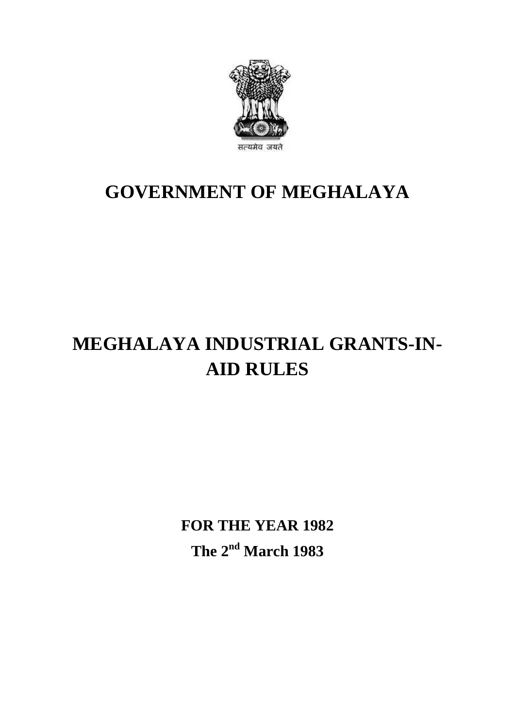सत्यमेव जयते

# GOVERNMENT OF MEGHALAYA

# MEGHALAYA INDUSTRIAL GRANTS-IN-AID RULES

**FOR THE YEAR 1982**

**The 2nd March 1983**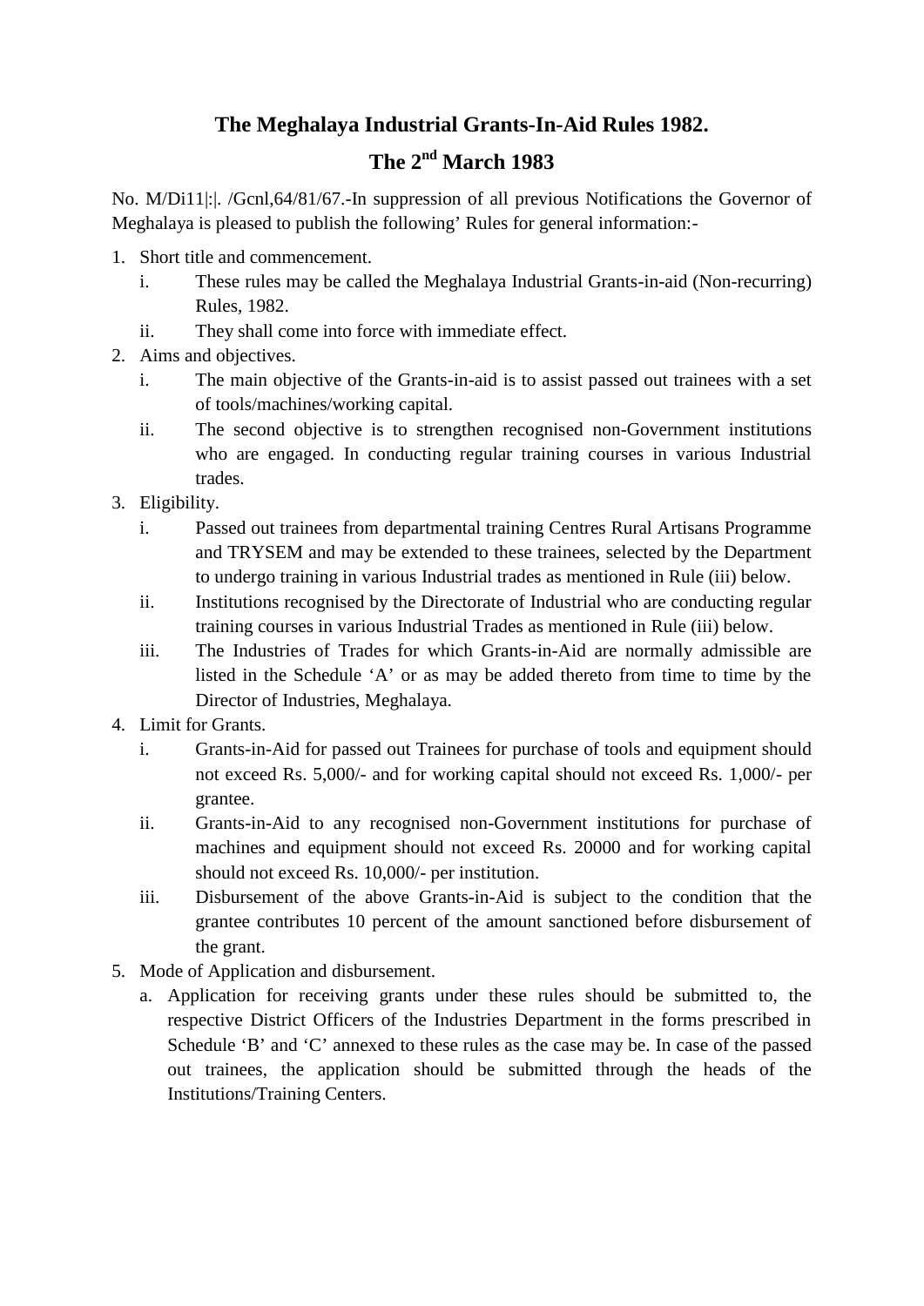# The Meghalaya Industrial Grants-In-Aid Rules 1982.

## The 2nd March 1983

No. M/Di11|:|. /Gcnl,64/81/67.-In suppression of all previous Notifications the Governor of Meghalaya is pleased to publish the following' Rules for general information:-

1. Short title and commencement.
   i. These rules may be called the Meghalaya Industrial Grants-in-aid (Non-recurring) Rules, 1982.
   ii. They shall come into force with immediate effect.
2. Aims and objectives.
   i. The main objective of the Grants-in-aid is to assist passed out trainees with a set of tools/machines/working capital.
   ii. The second objective is to strengthen recognised non-Government institutions who are engaged. In conducting regular training courses in various Industrial trades.
3. Eligibility.
   i. Passed out trainees from departmental training Centres Rural Artisans Programme and TRYSEM and may be extended to these trainees, selected by the Department to undergo training in various Industrial trades as mentioned in Rule (iii) below.
   ii. Institutions recognised by the Directorate of Industrial who are conducting regular training courses in various Industrial Trades as mentioned in Rule (iii) below.
   iii. The Industries of Trades for which Grants-in-Aid are normally admissible are listed in the Schedule 'A' or as may be added thereto from time to time by the Director of Industries, Meghalaya.
4. Limit for Grants.
   i. Grants-in-Aid for passed out Trainees for purchase of tools and equipment should not exceed Rs. 5,000/- and for working capital should not exceed Rs. 1,000/- per grantee.
   ii. Grants-in-Aid to any recognised non-Government institutions for purchase of machines and equipment should not exceed Rs. 20000 and for working capital should not exceed Rs. 10,000/- per institution.
   iii. Disbursement of the above Grants-in-Aid is subject to the condition that the grantee contributes 10 percent of the amount sanctioned before disbursement of the grant.
5. Mode of Application and disbursement.
   a. Application for receiving grants under these rules should be submitted to, the respective District Officers of the Industries Department in the forms prescribed in Schedule 'B' and 'C' annexed to these rules as the case may be. In case of the passed out trainees, the application should be submitted through the heads of the Institutions/Training Centers.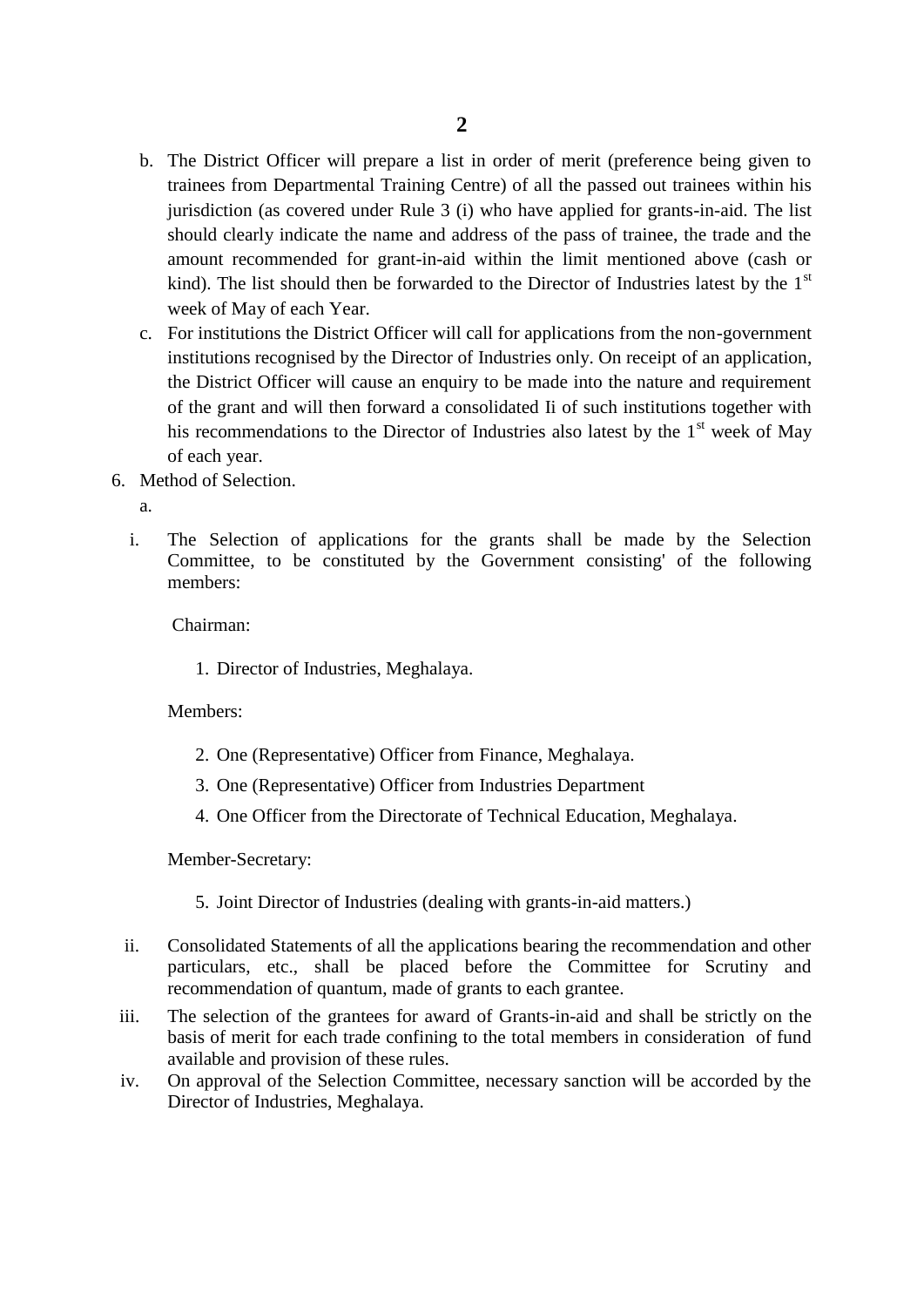b. The District Officer will prepare a list in order of merit (preference being given to trainees from Departmental Training Centre) of all the passed out trainees within his jurisdiction (as covered under Rule 3 (i) who have applied for grants-in-aid. The list should clearly indicate the name and address of the pass of trainee, the trade and the amount recommended for grant-in-aid within the limit mentioned above (cash or kind). The list should then be forwarded to the Director of Industries latest by the 1st week of May of each Year.

c. For institutions the District Officer will call for applications from the non-government institutions recognised by the Director of Industries only. On receipt of an application, the District Officer will cause an enquiry to be made into the nature and requirement of the grant and will then forward a consolidated Ii of such institutions together with his recommendations to the Director of Industries also latest by the 1st week of May of each year.

6. Method of Selection.

   a.

   i. The Selection of applications for the grants shall be made by the Selection Committee, to be constituted by the Government consisting' of the following members:

      Chairman:

      1. Director of Industries, Meghalaya.

      Members:

      2. One (Representative) Officer from Finance, Meghalaya.
      3. One (Representative) Officer from Industries Department
      4. One Officer from the Directorate of Technical Education, Meghalaya.

      Member-Secretary:

      5. Joint Director of Industries (dealing with grants-in-aid matters.)

   ii. Consolidated Statements of all the applications bearing the recommendation and other particulars, etc., shall be placed before the Committee for Scrutiny and recommendation of quantum, made of grants to each grantee.

   iii. The selection of the grantees for award of Grants-in-aid and shall be strictly on the basis of merit for each trade confining to the total members in consideration of fund available and provision of these rules.

   iv. On approval of the Selection Committee, necessary sanction will be accorded by the Director of Industries, Meghalaya.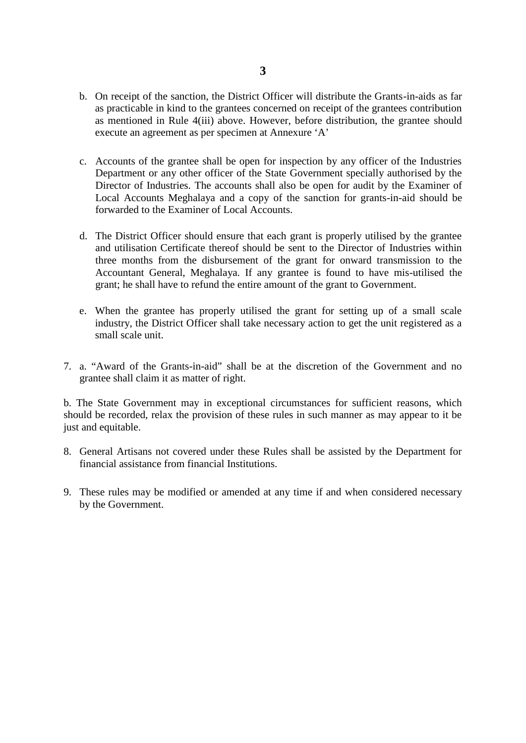b. On receipt of the sanction, the District Officer will distribute the Grants-in-aids as far as practicable in kind to the grantees concerned on receipt of the grantees contribution as mentioned in Rule 4(iii) above. However, before distribution, the grantee should execute an agreement as per specimen at Annexure 'A'

c. Accounts of the grantee shall be open for inspection by any officer of the Industries Department or any other officer of the State Government specially authorised by the Director of Industries. The accounts shall also be open for audit by the Examiner of Local Accounts Meghalaya and a copy of the sanction for grants-in-aid should be forwarded to the Examiner of Local Accounts.

d. The District Officer should ensure that each grant is properly utilised by the grantee and utilisation Certificate thereof should be sent to the Director of Industries within three months from the disbursement of the grant for onward transmission to the Accountant General, Meghalaya. If any grantee is found to have mis-utilised the grant; he shall have to refund the entire amount of the grant to Government.

e. When the grantee has properly utilised the grant for setting up of a small scale industry, the District Officer shall take necessary action to get the unit registered as a small scale unit.

7. a. "Award of the Grants-in-aid" shall be at the discretion of the Government and no grantee shall claim it as matter of right.

b. The State Government may in exceptional circumstances for sufficient reasons, which should be recorded, relax the provision of these rules in such manner as may appear to it be just and equitable.

8. General Artisans not covered under these Rules shall be assisted by the Department for financial assistance from financial Institutions.

9. These rules may be modified or amended at any time if and when considered necessary by the Government.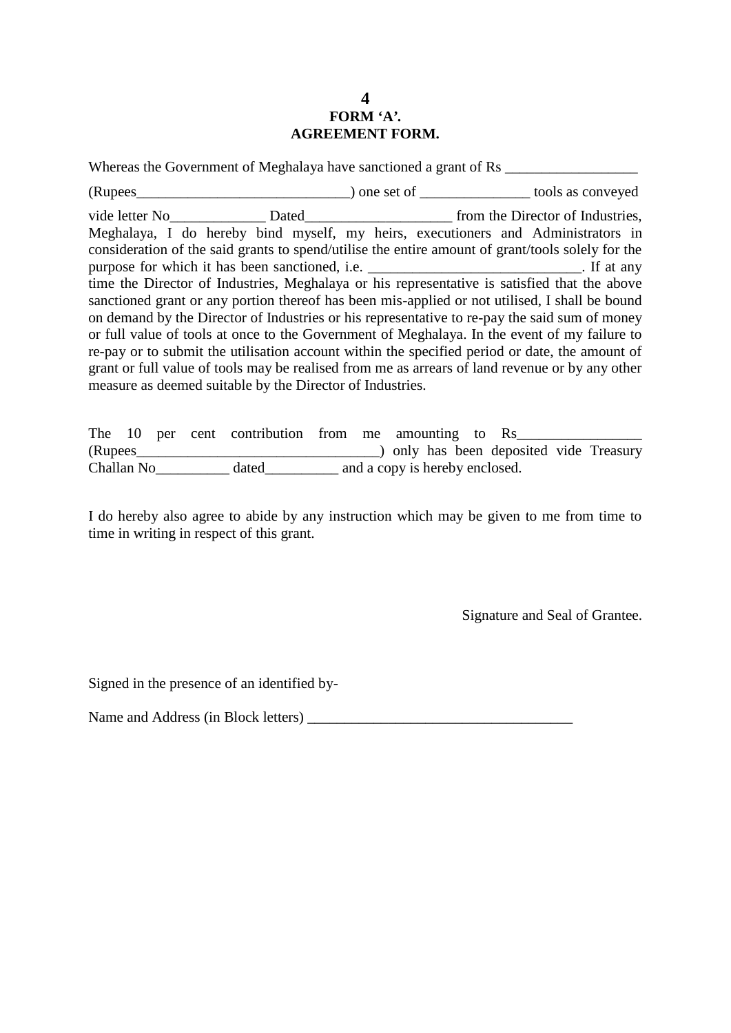## FORM 'A'.
## AGREEMENT FORM.

Whereas the Government of Meghalaya have sanctioned a grant of Rs __________________

(Rupees_____________________________) one set of _______________ tools as conveyed

vide letter No_____________ Dated____________________ from the Director of Industries, Meghalaya, I do hereby bind myself, my heirs, executioners and Administrators in consideration of the said grants to spend/utilise the entire amount of grant/tools solely for the purpose for which it has been sanctioned, i.e. _____________________________. If at any time the Director of Industries, Meghalaya or his representative is satisfied that the above sanctioned grant or any portion thereof has been mis-applied or not utilised, I shall be bound on demand by the Director of Industries or his representative to re-pay the said sum of money or full value of tools at once to the Government of Meghalaya. In the event of my failure to re-pay or to submit the utilisation account within the specified period or date, the amount of grant or full value of tools may be realised from me as arrears of land revenue or by any other measure as deemed suitable by the Director of Industries.

The 10 per cent contribution from me amounting to Rs_________________ (Rupees_________________________________) only has been deposited vide Treasury Challan No__________ dated__________ and a copy is hereby enclosed.

I do hereby also agree to abide by any instruction which may be given to me from time to time in writing in respect of this grant.

Signature and Seal of Grantee.

Signed in the presence of an identified by-

Name and Address (in Block letters) ____________________________________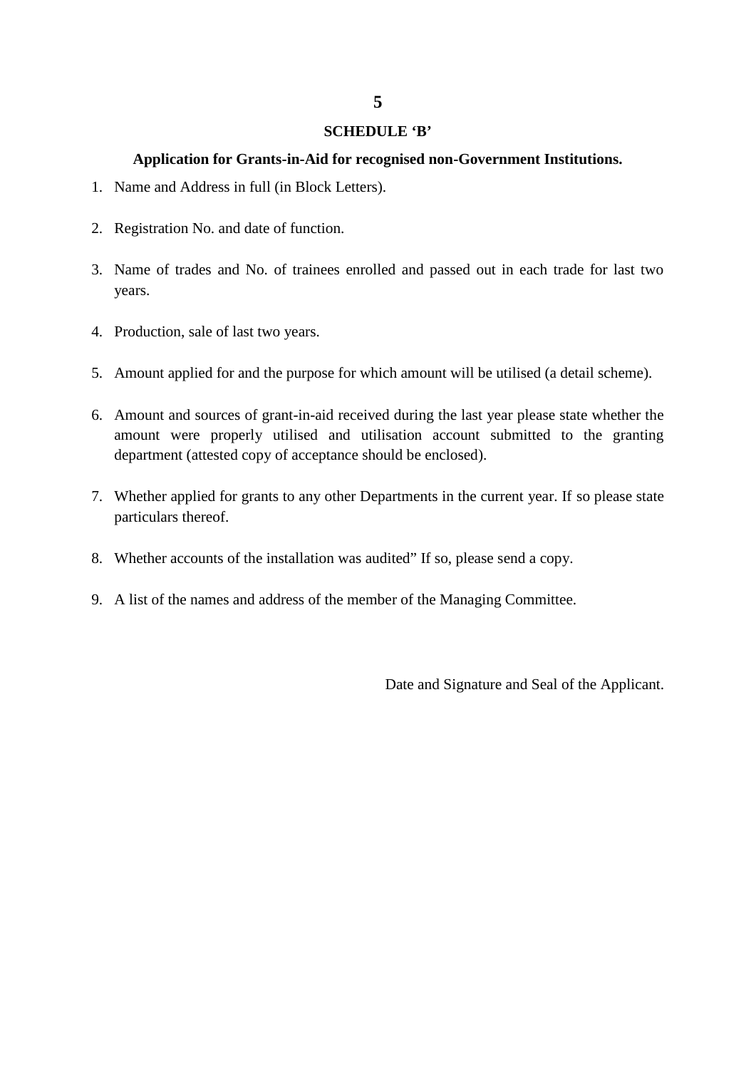## SCHEDULE 'B'

**Application for Grants-in-Aid for recognised non-Government Institutions.**

1. Name and Address in full (in Block Letters).

2. Registration No. and date of function.

3. Name of trades and No. of trainees enrolled and passed out in each trade for last two years.

4. Production, sale of last two years.

5. Amount applied for and the purpose for which amount will be utilised (a detail scheme).

6. Amount and sources of grant-in-aid received during the last year please state whether the amount were properly utilised and utilisation account submitted to the granting department (attested copy of acceptance should be enclosed).

7. Whether applied for grants to any other Departments in the current year. If so please state particulars thereof.

8. Whether accounts of the installation was audited" If so, please send a copy.

9. A list of the names and address of the member of the Managing Committee.

Date and Signature and Seal of the Applicant.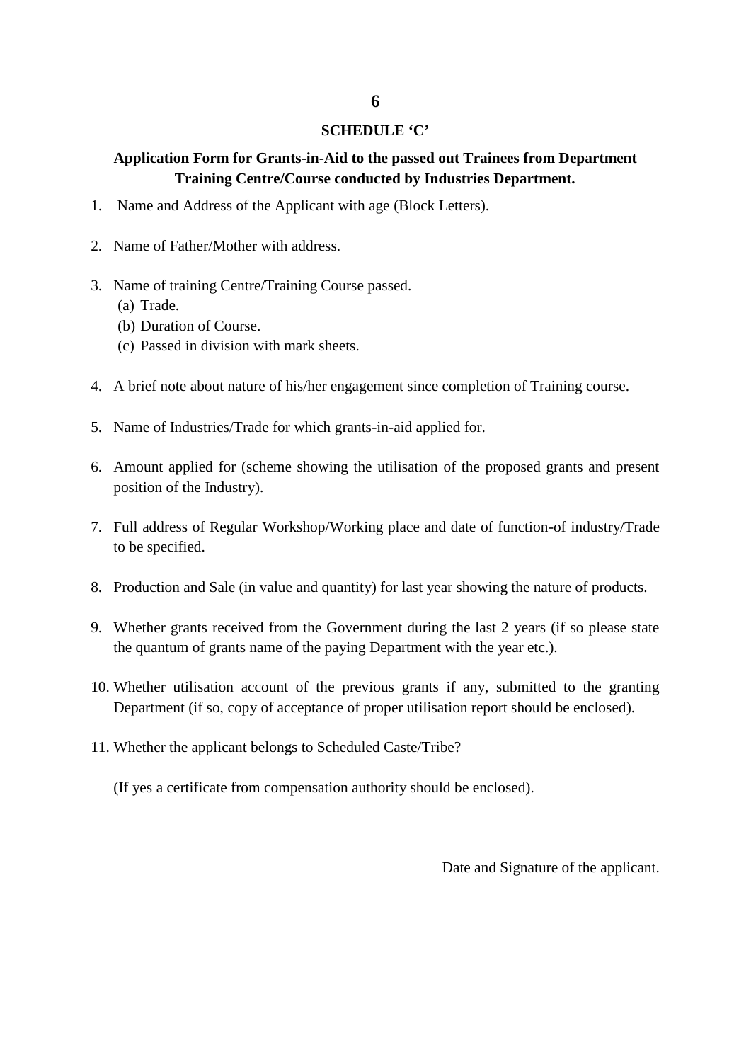## SCHEDULE 'C'

**Application Form for Grants-in-Aid to the passed out Trainees from Department Training Centre/Course conducted by Industries Department.**

1. Name and Address of the Applicant with age (Block Letters).
2. Name of Father/Mother with address.
3. Name of training Centre/Training Course passed.
   (a) Trade.
   (b) Duration of Course.
   (c) Passed in division with mark sheets.
4. A brief note about nature of his/her engagement since completion of Training course.
5. Name of Industries/Trade for which grants-in-aid applied for.
6. Amount applied for (scheme showing the utilisation of the proposed grants and present position of the Industry).
7. Full address of Regular Workshop/Working place and date of function-of industry/Trade to be specified.
8. Production and Sale (in value and quantity) for last year showing the nature of products.
9. Whether grants received from the Government during the last 2 years (if so please state the quantum of grants name of the paying Department with the year etc.).
10. Whether utilisation account of the previous grants if any, submitted to the granting Department (if so, copy of acceptance of proper utilisation report should be enclosed).
11. Whether the applicant belongs to Scheduled Caste/Tribe?

    (If yes a certificate from compensation authority should be enclosed).

Date and Signature of the applicant.